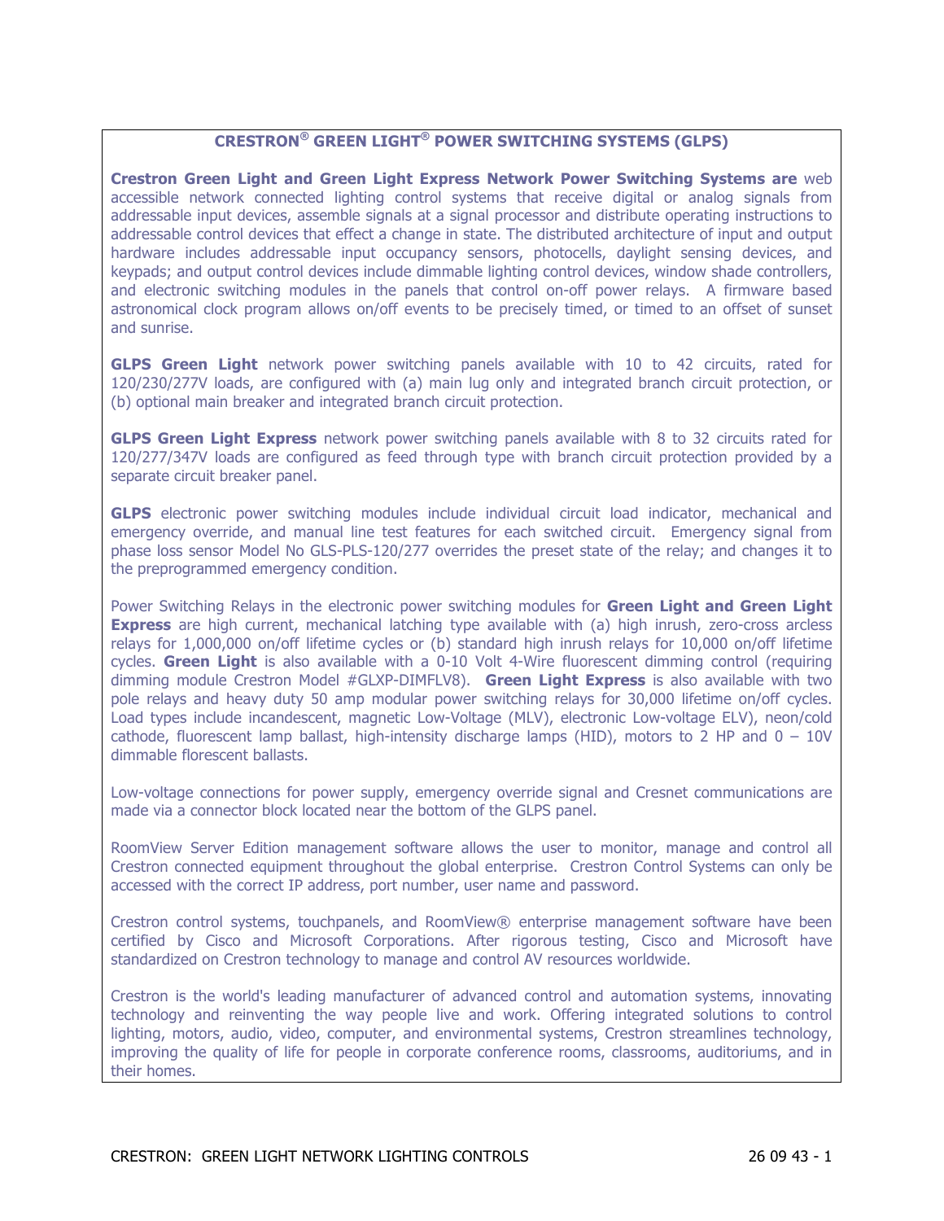## CRESTRON® GREEN LIGHT® POWER SWITCHING SYSTEMS (GLPS)

**Crestron Green Light and Green Light Express Network Power Switching Systems are** web accessible network connected lighting control systems that receive digital or analog signals from addressable input devices, assemble signals at a signal processor and distribute operating instructions to addressable control devices that effect a change in state. The distributed architecture of input and output hardware includes addressable input occupancy sensors, photocells, daylight sensing devices, and keypads; and output control devices include dimmable lighting control devices, window shade controllers, and electronic switching modules in the panels that control on-off power relays. A firmware based astronomical clock program allows on/off events to be precisely timed, or timed to an offset of sunset and sunrise.

**GLPS Green Light** network power switching panels available with 10 to 42 circuits, rated for 120/230/277V loads, are configured with (a) main lug only and integrated branch circuit protection, or (b) optional main breaker and integrated branch circuit protection.

**GLPS Green Light Express** network power switching panels available with 8 to 32 circuits rated for 120/277/347V loads are configured as feed through type with branch circuit protection provided by a separate circuit breaker panel.

**GLPS** electronic power switching modules include individual circuit load indicator, mechanical and emergency override, and manual line test features for each switched circuit. Emergency signal from phase loss sensor Model No GLS-PLS-120/277 overrides the preset state of the relay; and changes it to the preprogrammed emergency condition.

Power Switching Relays in the electronic power switching modules for **Green Light and Green Light Express** are high current, mechanical latching type available with (a) high inrush, zero-cross arcless relays for 1,000,000 on/off lifetime cycles or (b) standard high inrush relays for 10,000 on/off lifetime cycles. **Green Light** is also available with a 0-10 Volt 4-Wire fluorescent dimming control (requiring dimming module Crestron Model #GLXP-DIMFLV8). **Green Light Express** is also available with two pole relays and heavy duty 50 amp modular power switching relays for 30,000 lifetime on/off cycles. Load types include incandescent, magnetic Low-Voltage (MLV), electronic Low-voltage ELV), neon/cold cathode, fluorescent lamp ballast, high-intensity discharge lamps (HID), motors to 2 HP and 0 – 10V dimmable florescent ballasts.

Low-voltage connections for power supply, emergency override signal and Cresnet communications are made via a connector block located near the bottom of the GLPS panel.

RoomView Server Edition management software allows the user to monitor, manage and control all Crestron connected equipment throughout the global enterprise. Crestron Control Systems can only be accessed with the correct IP address, port number, user name and password.

Crestron control systems, touchpanels, and RoomView® enterprise management software have been certified by Cisco and Microsoft Corporations. After rigorous testing, Cisco and Microsoft have standardized on Crestron technology to manage and control AV resources worldwide.

Crestron is the world's leading manufacturer of advanced control and automation systems, innovating technology and reinventing the way people live and work. Offering integrated solutions to control lighting, motors, audio, video, computer, and environmental systems, Crestron streamlines technology, improving the quality of life for people in corporate conference rooms, classrooms, auditoriums, and in their homes.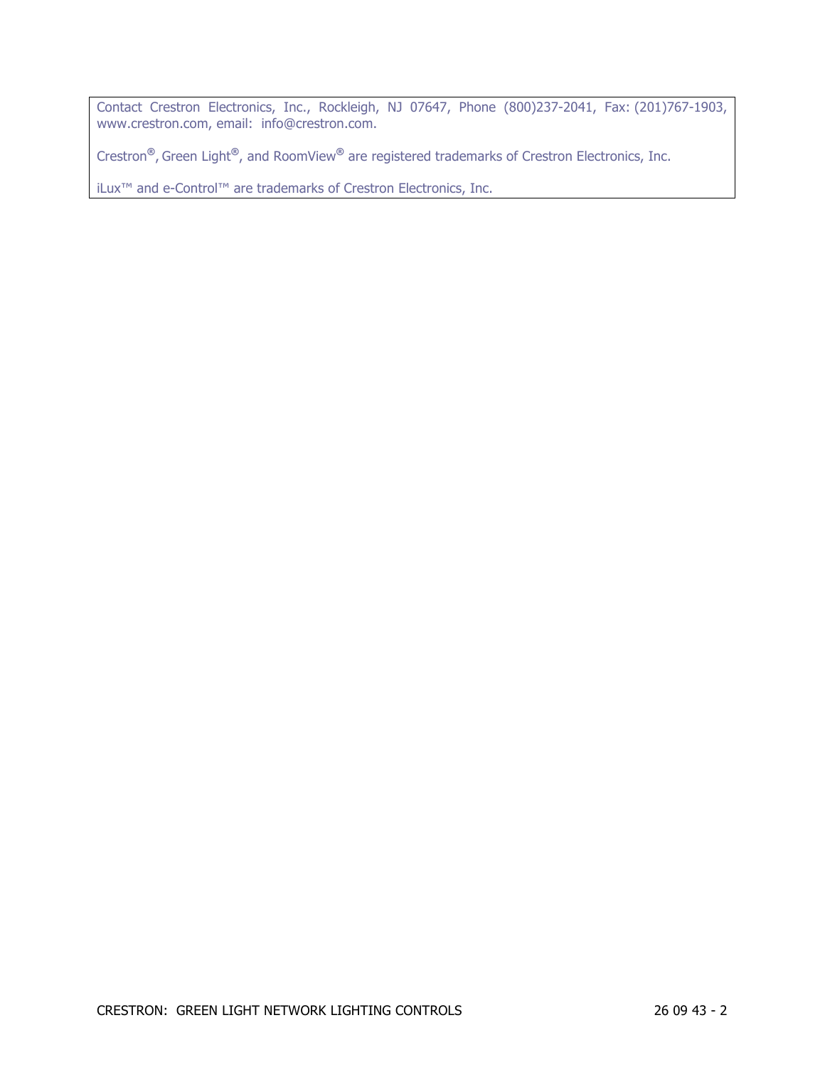Contact Crestron Electronics, Inc., Rockleigh, NJ 07647, Phone (800)237-2041, Fax: (201)767-1903, www.crestron.com, email: info@crestron.com.

Crestron®, Green Light®, and RoomView® are registered trademarks of Crestron Electronics, Inc.

iLux™ and e-Control™ are trademarks of Crestron Electronics, Inc.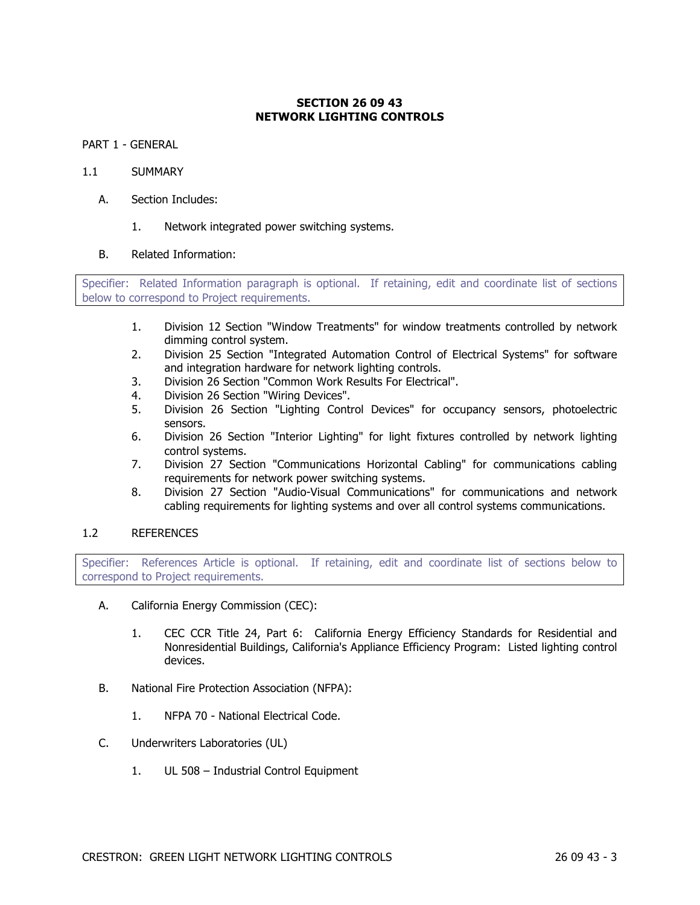# SECTION 26 09 43
# NETWORK LIGHTING CONTROLS

PART 1 - GENERAL

1.1 SUMMARY

A. Section Includes:

1. Network integrated power switching systems.

B. Related Information:

> Specifier: Related Information paragraph is optional. If retaining, edit and coordinate list of sections below to correspond to Project requirements.

1. Division 12 Section "Window Treatments" for window treatments controlled by network dimming control system.
2. Division 25 Section "Integrated Automation Control of Electrical Systems" for software and integration hardware for network lighting controls.
3. Division 26 Section "Common Work Results For Electrical".
4. Division 26 Section "Wiring Devices".
5. Division 26 Section "Lighting Control Devices" for occupancy sensors, photoelectric sensors.
6. Division 26 Section "Interior Lighting" for light fixtures controlled by network lighting control systems.
7. Division 27 Section "Communications Horizontal Cabling" for communications cabling requirements for network power switching systems.
8. Division 27 Section "Audio-Visual Communications" for communications and network cabling requirements for lighting systems and over all control systems communications.

1.2 REFERENCES

> Specifier: References Article is optional. If retaining, edit and coordinate list of sections below to correspond to Project requirements.

A. California Energy Commission (CEC):

1. CEC CCR Title 24, Part 6: California Energy Efficiency Standards for Residential and Nonresidential Buildings, California's Appliance Efficiency Program: Listed lighting control devices.

B. National Fire Protection Association (NFPA):

1. NFPA 70 - National Electrical Code.

C. Underwriters Laboratories (UL)

1. UL 508 – Industrial Control Equipment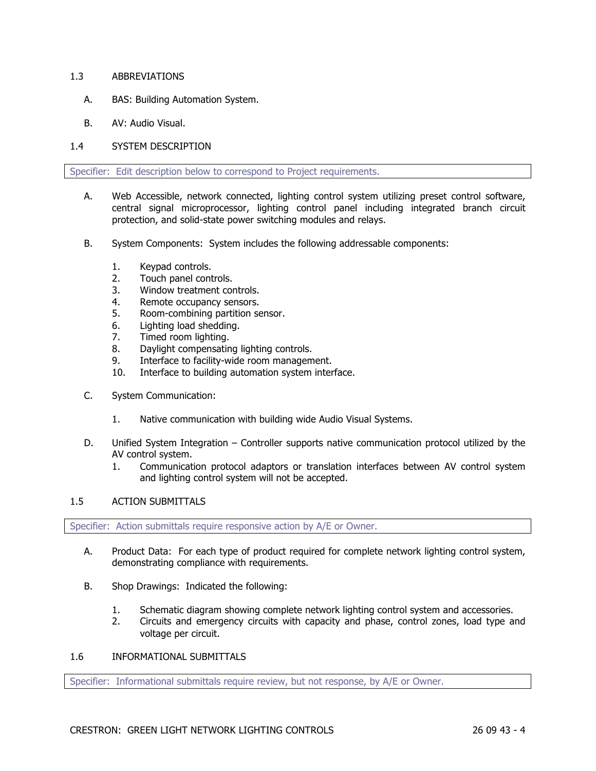## 1.3 ABBREVIATIONS

A. BAS: Building Automation System.

B. AV: Audio Visual.

## 1.4 SYSTEM DESCRIPTION

> Specifier: Edit description below to correspond to Project requirements.

A. Web Accessible, network connected, lighting control system utilizing preset control software, central signal microprocessor, lighting control panel including integrated branch circuit protection, and solid-state power switching modules and relays.

B. System Components: System includes the following addressable components:

1. Keypad controls.
2. Touch panel controls.
3. Window treatment controls.
4. Remote occupancy sensors.
5. Room-combining partition sensor.
6. Lighting load shedding.
7. Timed room lighting.
8. Daylight compensating lighting controls.
9. Interface to facility-wide room management.
10. Interface to building automation system interface.

C. System Communication:

1. Native communication with building wide Audio Visual Systems.

D. Unified System Integration – Controller supports native communication protocol utilized by the AV control system.
   1. Communication protocol adaptors or translation interfaces between AV control system and lighting control system will not be accepted.

## 1.5 ACTION SUBMITTALS

> Specifier: Action submittals require responsive action by A/E or Owner.

A. Product Data: For each type of product required for complete network lighting control system, demonstrating compliance with requirements.

B. Shop Drawings: Indicated the following:

1. Schematic diagram showing complete network lighting control system and accessories.
2. Circuits and emergency circuits with capacity and phase, control zones, load type and voltage per circuit.

## 1.6 INFORMATIONAL SUBMITTALS

> Specifier: Informational submittals require review, but not response, by A/E or Owner.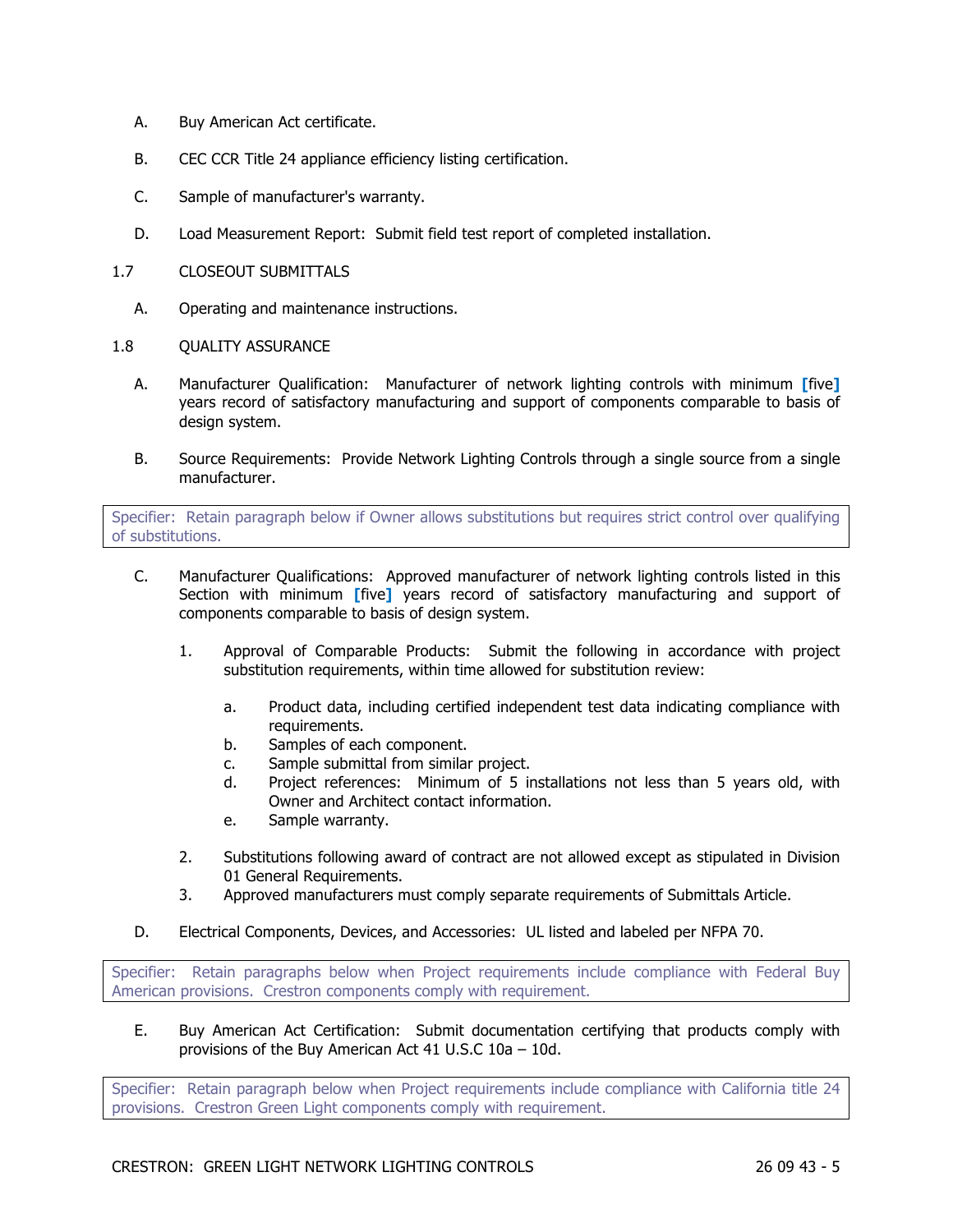A. Buy American Act certificate.

B. CEC CCR Title 24 appliance efficiency listing certification.

C. Sample of manufacturer's warranty.

D. Load Measurement Report: Submit field test report of completed installation.

## 1.7 CLOSEOUT SUBMITTALS

A. Operating and maintenance instructions.

## 1.8 QUALITY ASSURANCE

A. Manufacturer Qualification: Manufacturer of network lighting controls with minimum [five] years record of satisfactory manufacturing and support of components comparable to basis of design system.

B. Source Requirements: Provide Network Lighting Controls through a single source from a single manufacturer.

> Specifier: Retain paragraph below if Owner allows substitutions but requires strict control over qualifying of substitutions.

C. Manufacturer Qualifications: Approved manufacturer of network lighting controls listed in this Section with minimum [five] years record of satisfactory manufacturing and support of components comparable to basis of design system.

1. Approval of Comparable Products: Submit the following in accordance with project substitution requirements, within time allowed for substitution review:
   a. Product data, including certified independent test data indicating compliance with requirements.
   b. Samples of each component.
   c. Sample submittal from similar project.
   d. Project references: Minimum of 5 installations not less than 5 years old, with Owner and Architect contact information.
   e. Sample warranty.
2. Substitutions following award of contract are not allowed except as stipulated in Division 01 General Requirements.
3. Approved manufacturers must comply separate requirements of Submittals Article.

D. Electrical Components, Devices, and Accessories: UL listed and labeled per NFPA 70.

> Specifier: Retain paragraphs below when Project requirements include compliance with Federal Buy American provisions. Crestron components comply with requirement.

E. Buy American Act Certification: Submit documentation certifying that products comply with provisions of the Buy American Act 41 U.S.C 10a – 10d.

> Specifier: Retain paragraph below when Project requirements include compliance with California title 24 provisions. Crestron Green Light components comply with requirement.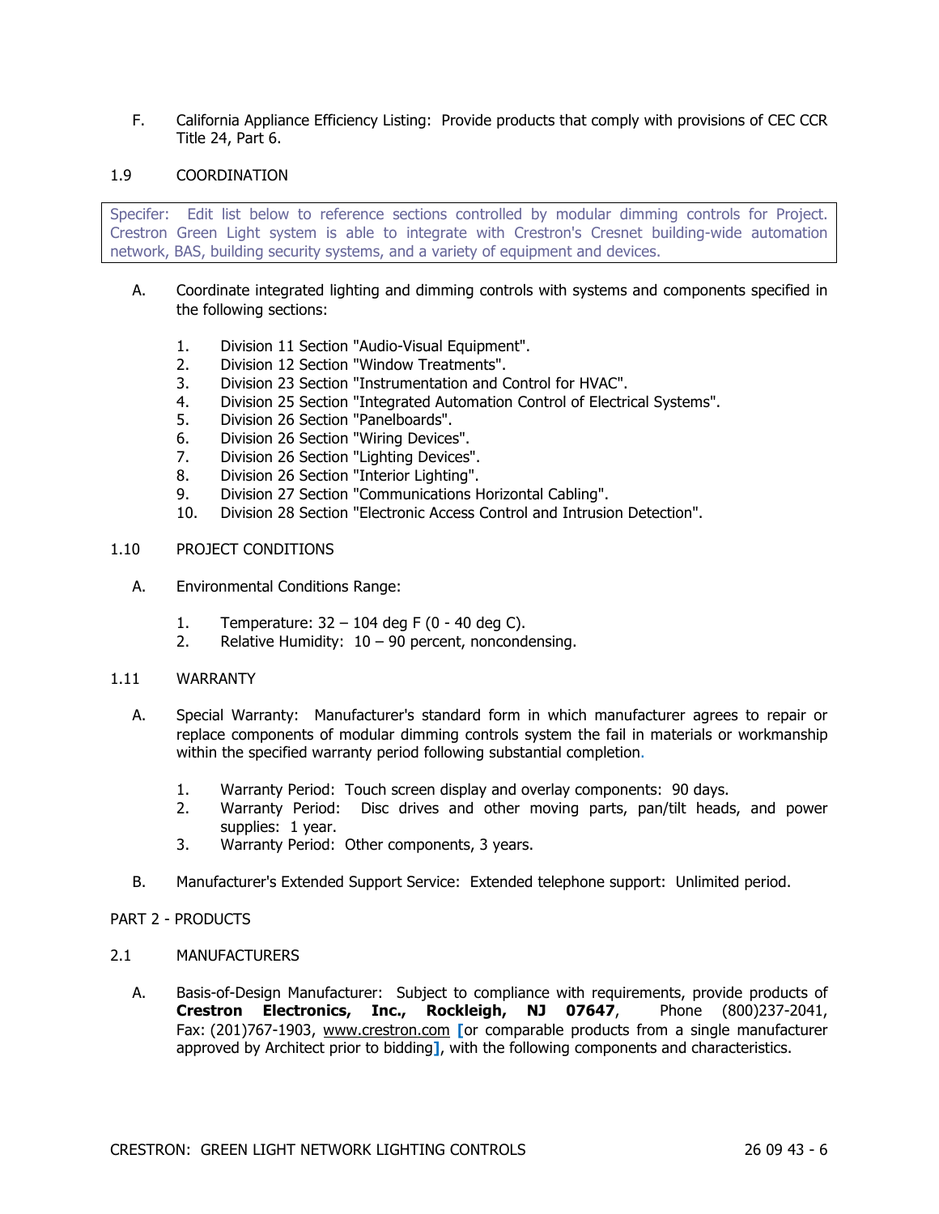F. California Appliance Efficiency Listing: Provide products that comply with provisions of CEC CCR Title 24, Part 6.

## 1.9 COORDINATION

> Specifer: Edit list below to reference sections controlled by modular dimming controls for Project. Crestron Green Light system is able to integrate with Crestron's Cresnet building-wide automation network, BAS, building security systems, and a variety of equipment and devices.

A. Coordinate integrated lighting and dimming controls with systems and components specified in the following sections:

1. Division 11 Section "Audio-Visual Equipment".
2. Division 12 Section "Window Treatments".
3. Division 23 Section "Instrumentation and Control for HVAC".
4. Division 25 Section "Integrated Automation Control of Electrical Systems".
5. Division 26 Section "Panelboards".
6. Division 26 Section "Wiring Devices".
7. Division 26 Section "Lighting Devices".
8. Division 26 Section "Interior Lighting".
9. Division 27 Section "Communications Horizontal Cabling".
10. Division 28 Section "Electronic Access Control and Intrusion Detection".

## 1.10 PROJECT CONDITIONS

A. Environmental Conditions Range:

1. Temperature: 32 – 104 deg F (0 - 40 deg C).
2. Relative Humidity: 10 – 90 percent, noncondensing.

## 1.11 WARRANTY

A. Special Warranty: Manufacturer's standard form in which manufacturer agrees to repair or replace components of modular dimming controls system the fail in materials or workmanship within the specified warranty period following substantial completion.

1. Warranty Period: Touch screen display and overlay components: 90 days.
2. Warranty Period: Disc drives and other moving parts, pan/tilt heads, and power supplies: 1 year.
3. Warranty Period: Other components, 3 years.

B. Manufacturer's Extended Support Service: Extended telephone support: Unlimited period.

# PART 2 - PRODUCTS

## 2.1 MANUFACTURERS

A. Basis-of-Design Manufacturer: Subject to compliance with requirements, provide products of **Crestron Electronics, Inc., Rockleigh, NJ 07647**, Phone (800)237-2041, Fax: (201)767-1903, www.crestron.com **[**or comparable products from a single manufacturer approved by Architect prior to bidding**]**, with the following components and characteristics.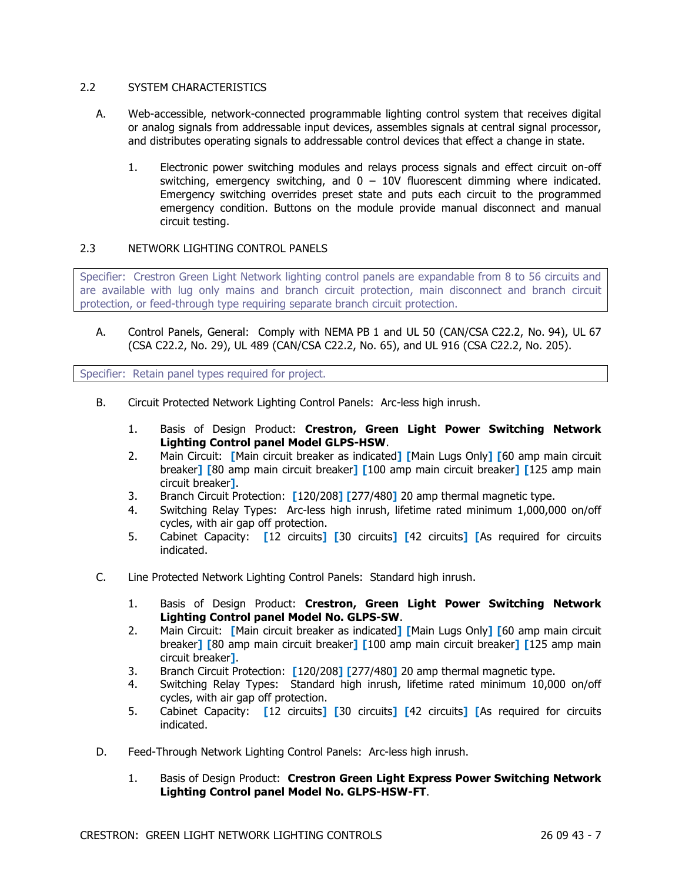## 2.2 SYSTEM CHARACTERISTICS

A. Web-accessible, network-connected programmable lighting control system that receives digital or analog signals from addressable input devices, assembles signals at central signal processor, and distributes operating signals to addressable control devices that effect a change in state.

   1. Electronic power switching modules and relays process signals and effect circuit on-off switching, emergency switching, and 0 – 10V fluorescent dimming where indicated. Emergency switching overrides preset state and puts each circuit to the programmed emergency condition. Buttons on the module provide manual disconnect and manual circuit testing.

## 2.3 NETWORK LIGHTING CONTROL PANELS

Specifier: Crestron Green Light Network lighting control panels are expandable from 8 to 56 circuits and are available with lug only mains and branch circuit protection, main disconnect and branch circuit protection, or feed-through type requiring separate branch circuit protection.

A. Control Panels, General: Comply with NEMA PB 1 and UL 50 (CAN/CSA C22.2, No. 94), UL 67 (CSA C22.2, No. 29), UL 489 (CAN/CSA C22.2, No. 65), and UL 916 (CSA C22.2, No. 205).

Specifier: Retain panel types required for project.

B. Circuit Protected Network Lighting Control Panels: Arc-less high inrush.

   1. Basis of Design Product: **Crestron, Green Light Power Switching Network Lighting Control panel Model GLPS-HSW**.
   2. Main Circuit: [Main circuit breaker as indicated] [Main Lugs Only] [60 amp main circuit breaker] [80 amp main circuit breaker] [100 amp main circuit breaker] [125 amp main circuit breaker].
   3. Branch Circuit Protection: [120/208] [277/480] 20 amp thermal magnetic type.
   4. Switching Relay Types: Arc-less high inrush, lifetime rated minimum 1,000,000 on/off cycles, with air gap off protection.
   5. Cabinet Capacity: [12 circuits] [30 circuits] [42 circuits] [As required for circuits indicated.

C. Line Protected Network Lighting Control Panels: Standard high inrush.

   1. Basis of Design Product: **Crestron, Green Light Power Switching Network Lighting Control panel Model No. GLPS-SW**.
   2. Main Circuit: [Main circuit breaker as indicated] [Main Lugs Only] [60 amp main circuit breaker] [80 amp main circuit breaker] [100 amp main circuit breaker] [125 amp main circuit breaker].
   3. Branch Circuit Protection: [120/208] [277/480] 20 amp thermal magnetic type.
   4. Switching Relay Types: Standard high inrush, lifetime rated minimum 10,000 on/off cycles, with air gap off protection.
   5. Cabinet Capacity: [12 circuits] [30 circuits] [42 circuits] [As required for circuits indicated.

D. Feed-Through Network Lighting Control Panels: Arc-less high inrush.

   1. Basis of Design Product: **Crestron Green Light Express Power Switching Network Lighting Control panel Model No. GLPS-HSW-FT**.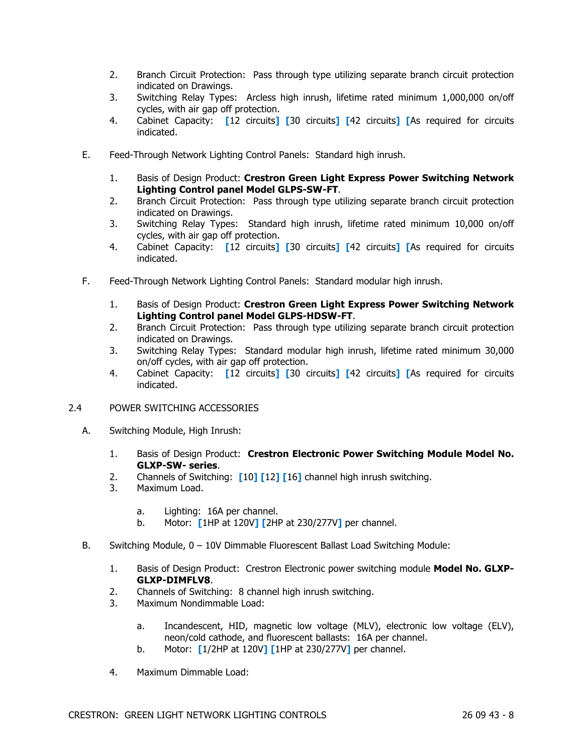2. Branch Circuit Protection: Pass through type utilizing separate branch circuit protection indicated on Drawings.
3. Switching Relay Types: Arcless high inrush, lifetime rated minimum 1,000,000 on/off cycles, with air gap off protection.
4. Cabinet Capacity: [12 circuits] [30 circuits] [42 circuits] [As required for circuits indicated.

E. Feed-Through Network Lighting Control Panels: Standard high inrush.

1. Basis of Design Product: **Crestron Green Light Express Power Switching Network Lighting Control panel Model GLPS-SW-FT**.
2. Branch Circuit Protection: Pass through type utilizing separate branch circuit protection indicated on Drawings.
3. Switching Relay Types: Standard high inrush, lifetime rated minimum 10,000 on/off cycles, with air gap off protection.
4. Cabinet Capacity: [12 circuits] [30 circuits] [42 circuits] [As required for circuits indicated.

F. Feed-Through Network Lighting Control Panels: Standard modular high inrush.

1. Basis of Design Product: **Crestron Green Light Express Power Switching Network Lighting Control panel Model GLPS-HDSW-FT**.
2. Branch Circuit Protection: Pass through type utilizing separate branch circuit protection indicated on Drawings.
3. Switching Relay Types: Standard modular high inrush, lifetime rated minimum 30,000 on/off cycles, with air gap off protection.
4. Cabinet Capacity: [12 circuits] [30 circuits] [42 circuits] [As required for circuits indicated.

2.4 POWER SWITCHING ACCESSORIES

A. Switching Module, High Inrush:

1. Basis of Design Product: **Crestron Electronic Power Switching Module Model No. GLXP-SW- series**.
2. Channels of Switching: [10] [12] [16] channel high inrush switching.
3. Maximum Load.

   a. Lighting: 16A per channel.
   b. Motor: [1HP at 120V] [2HP at 230/277V] per channel.

B. Switching Module, 0 – 10V Dimmable Fluorescent Ballast Load Switching Module:

1. Basis of Design Product: Crestron Electronic power switching module **Model No. GLXP-GLXP-DIMFLV8**.
2. Channels of Switching: 8 channel high inrush switching.
3. Maximum Nondimmable Load:

   a. Incandescent, HID, magnetic low voltage (MLV), electronic low voltage (ELV), neon/cold cathode, and fluorescent ballasts: 16A per channel.
   b. Motor: [1/2HP at 120V] [1HP at 230/277V] per channel.

4. Maximum Dimmable Load: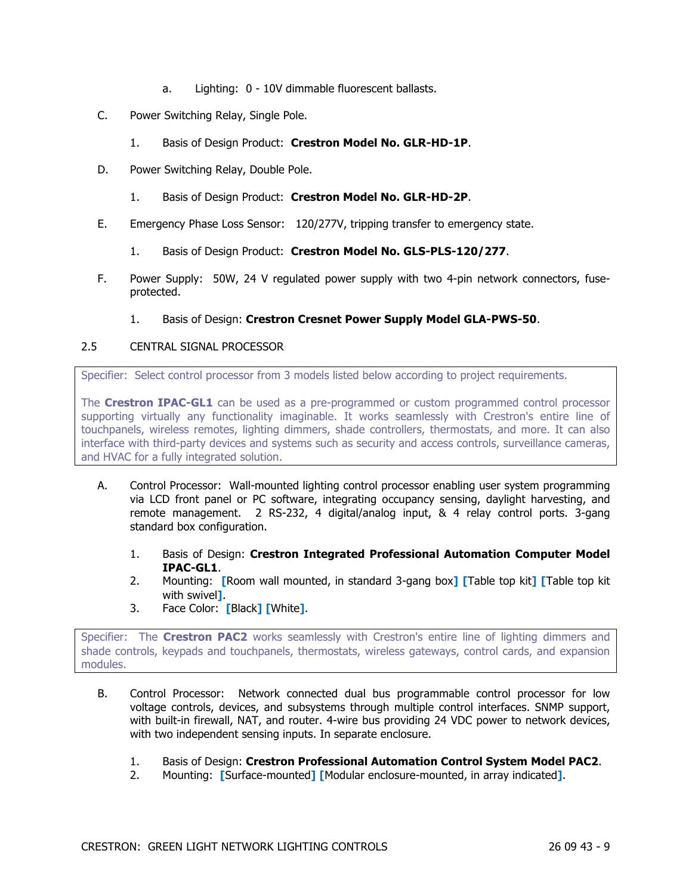a. Lighting: 0 - 10V dimmable fluorescent ballasts.

C. Power Switching Relay, Single Pole.

1. Basis of Design Product: **Crestron Model No. GLR-HD-1P**.

D. Power Switching Relay, Double Pole.

1. Basis of Design Product: **Crestron Model No. GLR-HD-2P**.

E. Emergency Phase Loss Sensor: 120/277V, tripping transfer to emergency state.

1. Basis of Design Product: **Crestron Model No. GLS-PLS-120/277**.

F. Power Supply: 50W, 24 V regulated power supply with two 4-pin network connectors, fuse-protected.

1. Basis of Design: **Crestron Cresnet Power Supply Model GLA-PWS-50**.

## 2.5 CENTRAL SIGNAL PROCESSOR

> Specifier: Select control processor from 3 models listed below according to project requirements.
>
> The **Crestron IPAC-GL1** can be used as a pre-programmed or custom programmed control processor supporting virtually any functionality imaginable. It works seamlessly with Crestron's entire line of touchpanels, wireless remotes, lighting dimmers, shade controllers, thermostats, and more. It can also interface with third-party devices and systems such as security and access controls, surveillance cameras, and HVAC for a fully integrated solution.

A. Control Processor: Wall-mounted lighting control processor enabling user system programming via LCD front panel or PC software, integrating occupancy sensing, daylight harvesting, and remote management. 2 RS-232, 4 digital/analog input, & 4 relay control ports. 3-gang standard box configuration.

1. Basis of Design: **Crestron Integrated Professional Automation Computer Model IPAC-GL1**.
2. Mounting: [Room wall mounted, in standard 3-gang box] [Table top kit] [Table top kit with swivel].
3. Face Color: [Black] [White].

> Specifier: The **Crestron PAC2** works seamlessly with Crestron's entire line of lighting dimmers and shade controls, keypads and touchpanels, thermostats, wireless gateways, control cards, and expansion modules.

B. Control Processor: Network connected dual bus programmable control processor for low voltage controls, devices, and subsystems through multiple control interfaces. SNMP support, with built-in firewall, NAT, and router. 4-wire bus providing 24 VDC power to network devices, with two independent sensing inputs. In separate enclosure.

1. Basis of Design: **Crestron Professional Automation Control System Model PAC2**.
2. Mounting: [Surface-mounted] [Modular enclosure-mounted, in array indicated].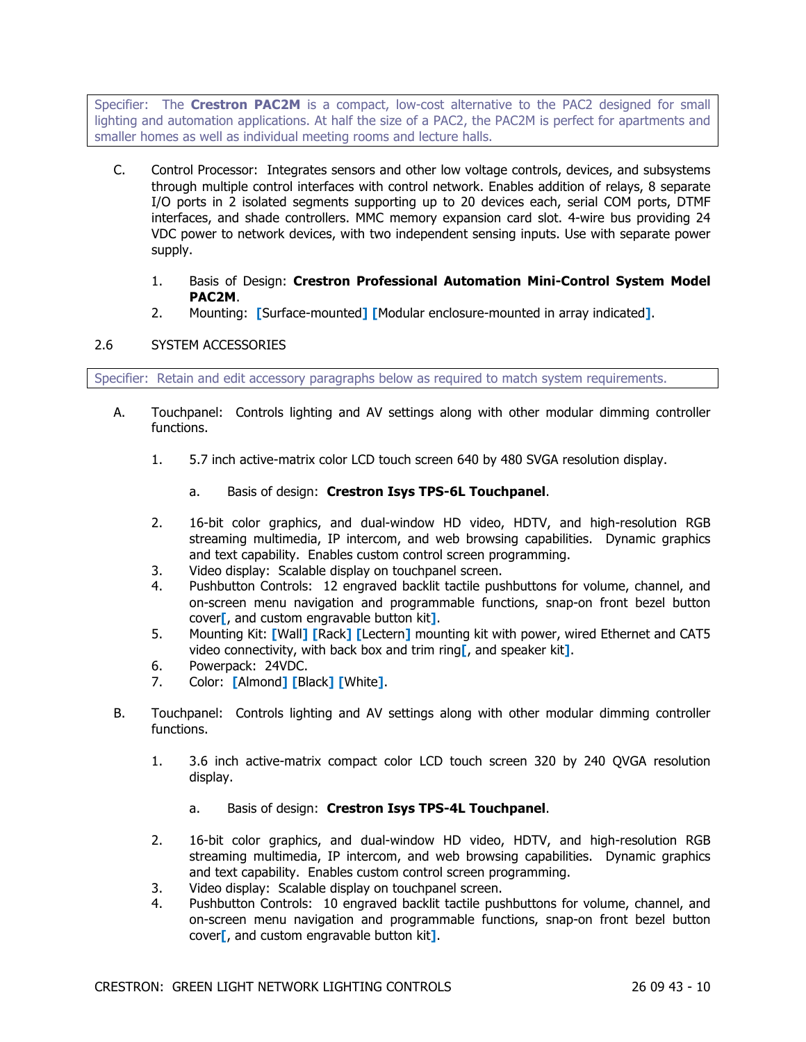Specifier: The **Crestron PAC2M** is a compact, low-cost alternative to the PAC2 designed for small lighting and automation applications. At half the size of a PAC2, the PAC2M is perfect for apartments and smaller homes as well as individual meeting rooms and lecture halls.

C. Control Processor: Integrates sensors and other low voltage controls, devices, and subsystems through multiple control interfaces with control network. Enables addition of relays, 8 separate I/O ports in 2 isolated segments supporting up to 20 devices each, serial COM ports, DTMF interfaces, and shade controllers. MMC memory expansion card slot. 4-wire bus providing 24 VDC power to network devices, with two independent sensing inputs. Use with separate power supply.

1. Basis of Design: **Crestron Professional Automation Mini-Control System Model PAC2M**.
2. Mounting: [Surface-mounted] [Modular enclosure-mounted in array indicated].

## 2.6 SYSTEM ACCESSORIES

Specifier: Retain and edit accessory paragraphs below as required to match system requirements.

A. Touchpanel: Controls lighting and AV settings along with other modular dimming controller functions.

1. 5.7 inch active-matrix color LCD touch screen 640 by 480 SVGA resolution display.
   a. Basis of design: **Crestron Isys TPS-6L Touchpanel**.
2. 16-bit color graphics, and dual-window HD video, HDTV, and high-resolution RGB streaming multimedia, IP intercom, and web browsing capabilities. Dynamic graphics and text capability. Enables custom control screen programming.
3. Video display: Scalable display on touchpanel screen.
4. Pushbutton Controls: 12 engraved backlit tactile pushbuttons for volume, channel, and on-screen menu navigation and programmable functions, snap-on front bezel button cover[, and custom engravable button kit].
5. Mounting Kit: [Wall] [Rack] [Lectern] mounting kit with power, wired Ethernet and CAT5 video connectivity, with back box and trim ring[, and speaker kit].
6. Powerpack: 24VDC.
7. Color: [Almond] [Black] [White].

B. Touchpanel: Controls lighting and AV settings along with other modular dimming controller functions.

1. 3.6 inch active-matrix compact color LCD touch screen 320 by 240 QVGA resolution display.
   a. Basis of design: **Crestron Isys TPS-4L Touchpanel**.
2. 16-bit color graphics, and dual-window HD video, HDTV, and high-resolution RGB streaming multimedia, IP intercom, and web browsing capabilities. Dynamic graphics and text capability. Enables custom control screen programming.
3. Video display: Scalable display on touchpanel screen.
4. Pushbutton Controls: 10 engraved backlit tactile pushbuttons for volume, channel, and on-screen menu navigation and programmable functions, snap-on front bezel button cover[, and custom engravable button kit].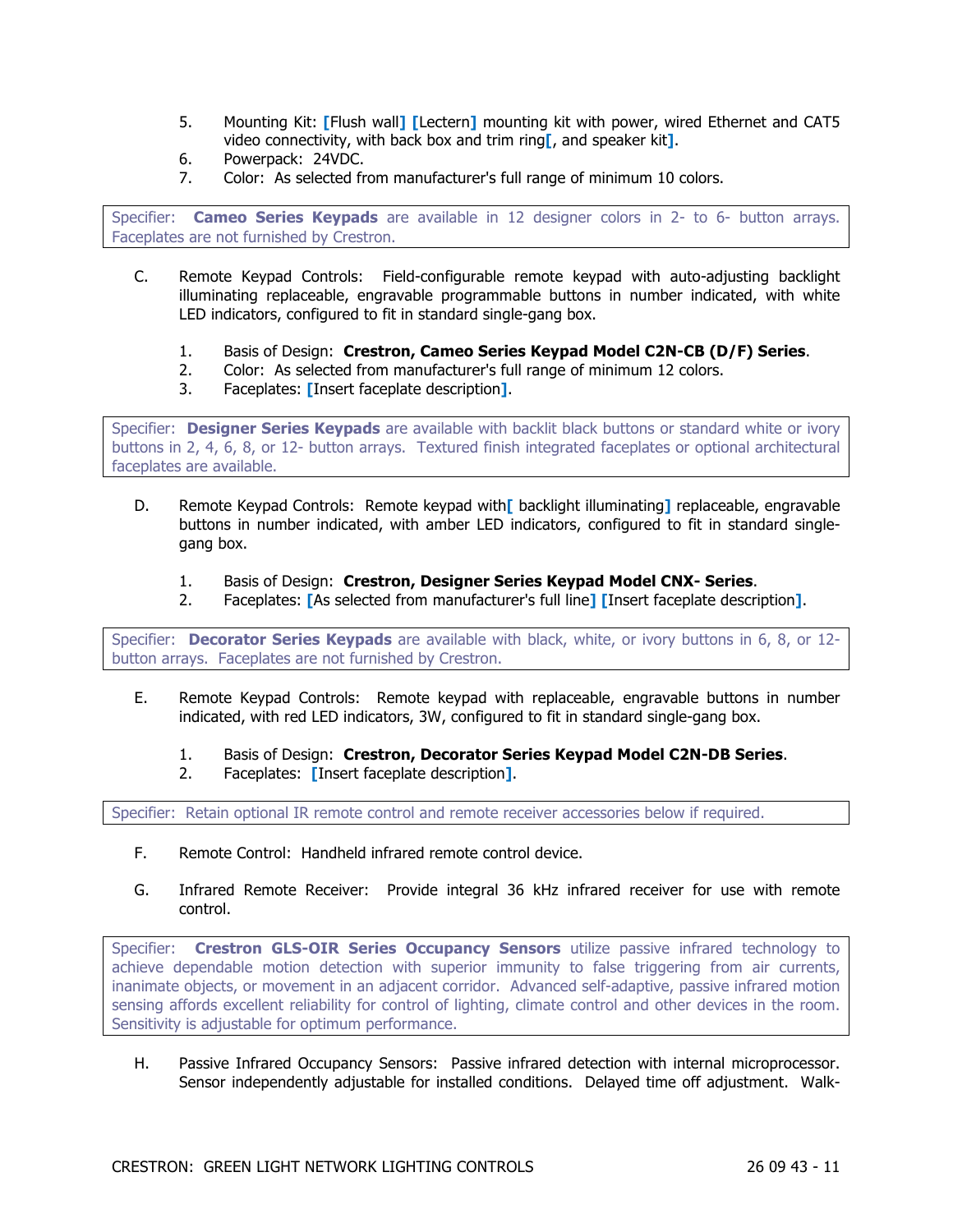5. Mounting Kit: [Flush wall] [Lectern] mounting kit with power, wired Ethernet and CAT5 video connectivity, with back box and trim ring[, and speaker kit].
6. Powerpack: 24VDC.
7. Color: As selected from manufacturer's full range of minimum 10 colors.

> Specifier: **Cameo Series Keypads** are available in 12 designer colors in 2- to 6- button arrays. Faceplates are not furnished by Crestron.

C. Remote Keypad Controls: Field-configurable remote keypad with auto-adjusting backlight illuminating replaceable, engravable programmable buttons in number indicated, with white LED indicators, configured to fit in standard single-gang box.

1. Basis of Design: **Crestron, Cameo Series Keypad Model C2N-CB (D/F) Series**.
2. Color: As selected from manufacturer's full range of minimum 12 colors.
3. Faceplates: [Insert faceplate description].

> Specifier: **Designer Series Keypads** are available with backlit black buttons or standard white or ivory buttons in 2, 4, 6, 8, or 12- button arrays. Textured finish integrated faceplates or optional architectural faceplates are available.

D. Remote Keypad Controls: Remote keypad with[ backlight illuminating] replaceable, engravable buttons in number indicated, with amber LED indicators, configured to fit in standard single-gang box.

1. Basis of Design: **Crestron, Designer Series Keypad Model CNX- Series**.
2. Faceplates: [As selected from manufacturer's full line] [Insert faceplate description].

> Specifier: **Decorator Series Keypads** are available with black, white, or ivory buttons in 6, 8, or 12-button arrays. Faceplates are not furnished by Crestron.

E. Remote Keypad Controls: Remote keypad with replaceable, engravable buttons in number indicated, with red LED indicators, 3W, configured to fit in standard single-gang box.

1. Basis of Design: **Crestron, Decorator Series Keypad Model C2N-DB Series**.
2. Faceplates: [Insert faceplate description].

> Specifier: Retain optional IR remote control and remote receiver accessories below if required.

F. Remote Control: Handheld infrared remote control device.

G. Infrared Remote Receiver: Provide integral 36 kHz infrared receiver for use with remote control.

> Specifier: **Crestron GLS-OIR Series Occupancy Sensors** utilize passive infrared technology to achieve dependable motion detection with superior immunity to false triggering from air currents, inanimate objects, or movement in an adjacent corridor. Advanced self-adaptive, passive infrared motion sensing affords excellent reliability for control of lighting, climate control and other devices in the room. Sensitivity is adjustable for optimum performance.

H. Passive Infrared Occupancy Sensors: Passive infrared detection with internal microprocessor. Sensor independently adjustable for installed conditions. Delayed time off adjustment. Walk-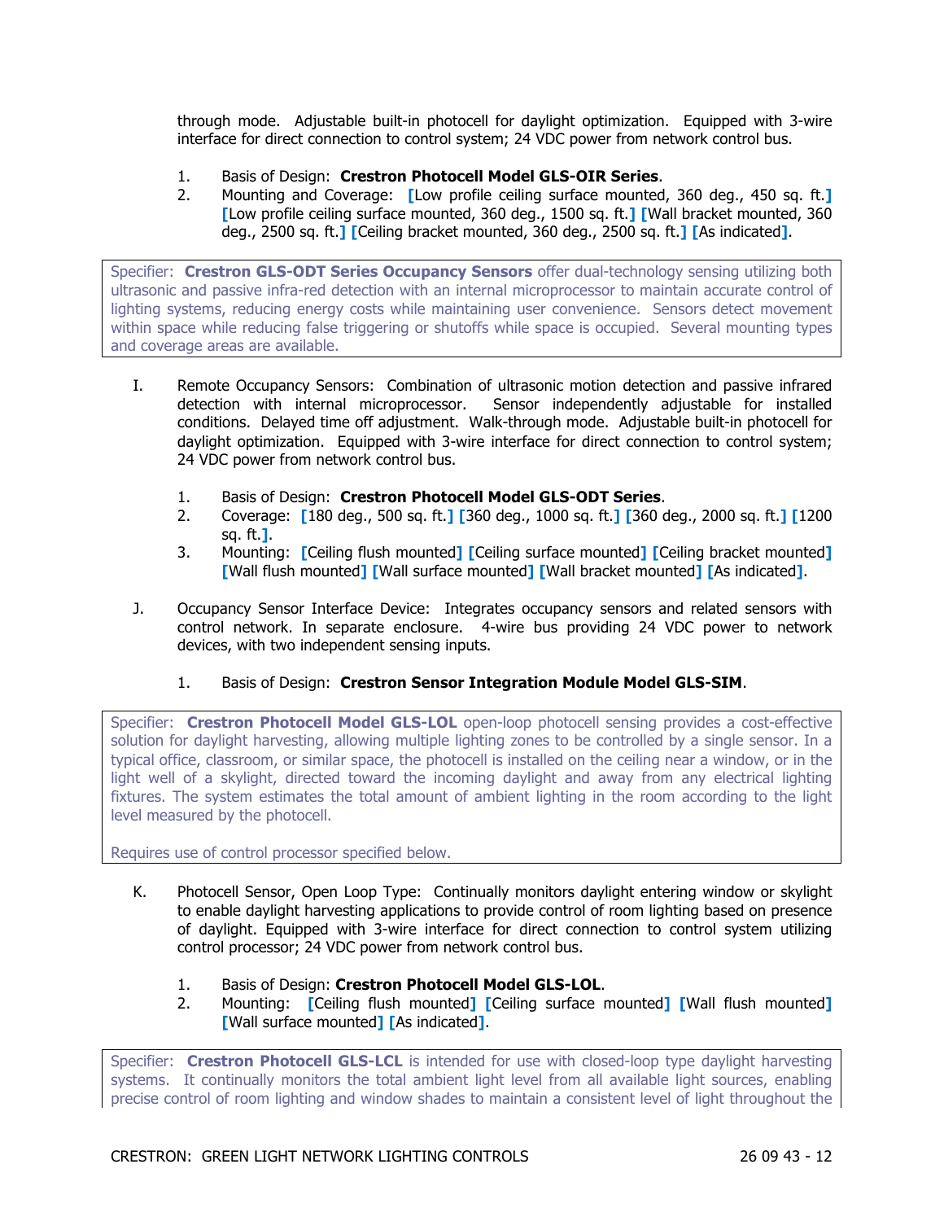through mode. Adjustable built-in photocell for daylight optimization. Equipped with 3-wire interface for direct connection to control system; 24 VDC power from network control bus.

1. Basis of Design: **Crestron Photocell Model GLS-OIR Series**.
2. Mounting and Coverage: [Low profile ceiling surface mounted, 360 deg., 450 sq. ft.] [Low profile ceiling surface mounted, 360 deg., 1500 sq. ft.] [Wall bracket mounted, 360 deg., 2500 sq. ft.] [Ceiling bracket mounted, 360 deg., 2500 sq. ft.] [As indicated].

> Specifier: **Crestron GLS-ODT Series Occupancy Sensors** offer dual-technology sensing utilizing both ultrasonic and passive infra-red detection with an internal microprocessor to maintain accurate control of lighting systems, reducing energy costs while maintaining user convenience. Sensors detect movement within space while reducing false triggering or shutoffs while space is occupied. Several mounting types and coverage areas are available.

I. Remote Occupancy Sensors: Combination of ultrasonic motion detection and passive infrared detection with internal microprocessor. Sensor independently adjustable for installed conditions. Delayed time off adjustment. Walk-through mode. Adjustable built-in photocell for daylight optimization. Equipped with 3-wire interface for direct connection to control system; 24 VDC power from network control bus.

   1. Basis of Design: **Crestron Photocell Model GLS-ODT Series**.
   2. Coverage: [180 deg., 500 sq. ft.] [360 deg., 1000 sq. ft.] [360 deg., 2000 sq. ft.] [1200 sq. ft.].
   3. Mounting: [Ceiling flush mounted] [Ceiling surface mounted] [Ceiling bracket mounted] [Wall flush mounted] [Wall surface mounted] [Wall bracket mounted] [As indicated].

J. Occupancy Sensor Interface Device: Integrates occupancy sensors and related sensors with control network. In separate enclosure. 4-wire bus providing 24 VDC power to network devices, with two independent sensing inputs.

   1. Basis of Design: **Crestron Sensor Integration Module Model GLS-SIM**.

> Specifier: **Crestron Photocell Model GLS-LOL** open-loop photocell sensing provides a cost-effective solution for daylight harvesting, allowing multiple lighting zones to be controlled by a single sensor. In a typical office, classroom, or similar space, the photocell is installed on the ceiling near a window, or in the light well of a skylight, directed toward the incoming daylight and away from any electrical lighting fixtures. The system estimates the total amount of ambient lighting in the room according to the light level measured by the photocell.
>
> Requires use of control processor specified below.

K. Photocell Sensor, Open Loop Type: Continually monitors daylight entering window or skylight to enable daylight harvesting applications to provide control of room lighting based on presence of daylight. Equipped with 3-wire interface for direct connection to control system utilizing control processor; 24 VDC power from network control bus.

   1. Basis of Design: **Crestron Photocell Model GLS-LOL**.
   2. Mounting: [Ceiling flush mounted] [Ceiling surface mounted] [Wall flush mounted] [Wall surface mounted] [As indicated].

> Specifier: **Crestron Photocell GLS-LCL** is intended for use with closed-loop type daylight harvesting systems. It continually monitors the total ambient light level from all available light sources, enabling precise control of room lighting and window shades to maintain a consistent level of light throughout the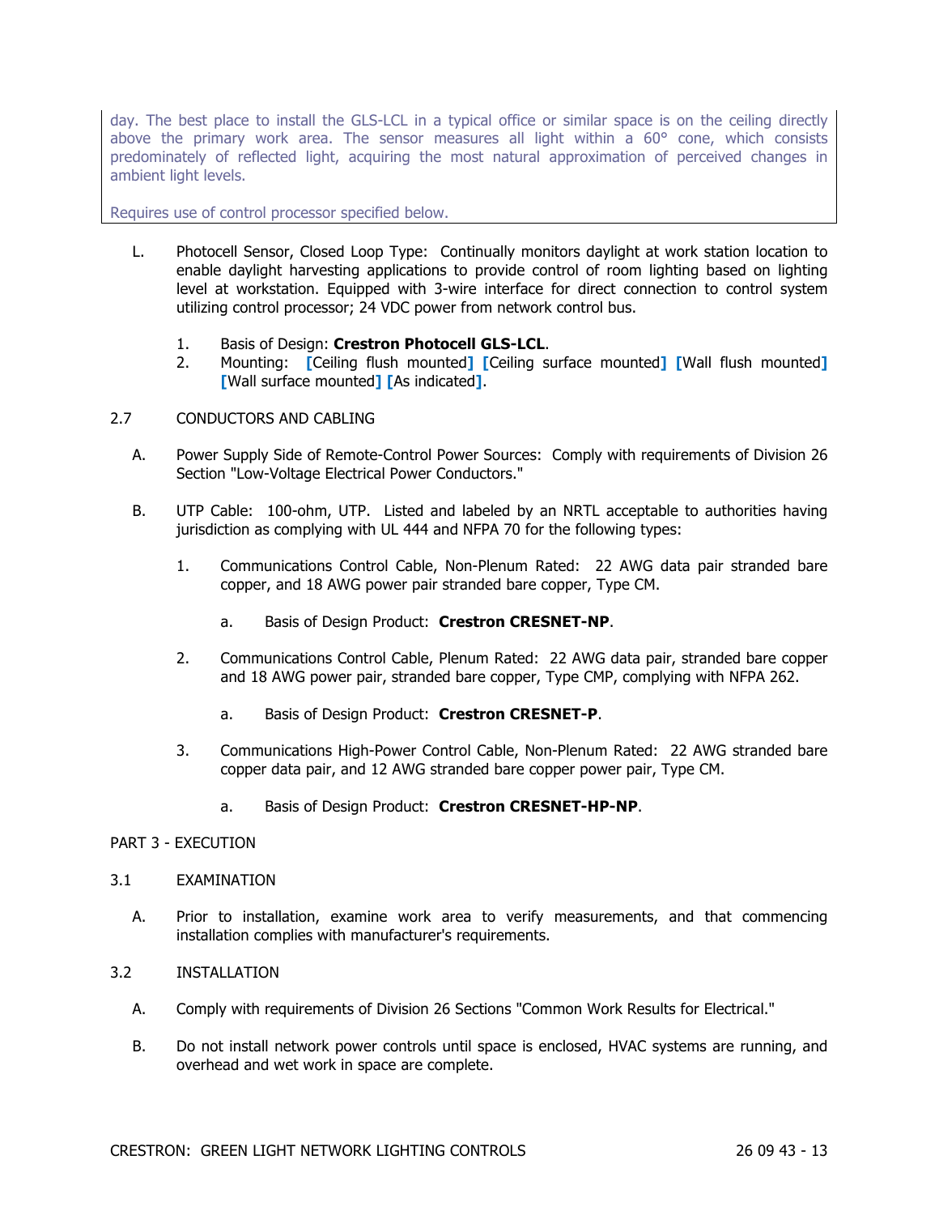day. The best place to install the GLS-LCL in a typical office or similar space is on the ceiling directly above the primary work area. The sensor measures all light within a 60° cone, which consists predominately of reflected light, acquiring the most natural approximation of perceived changes in ambient light levels.

Requires use of control processor specified below.

L. Photocell Sensor, Closed Loop Type: Continually monitors daylight at work station location to enable daylight harvesting applications to provide control of room lighting based on lighting level at workstation. Equipped with 3-wire interface for direct connection to control system utilizing control processor; 24 VDC power from network control bus.

1. Basis of Design: **Crestron Photocell GLS-LCL**.
2. Mounting: [Ceiling flush mounted] [Ceiling surface mounted] [Wall flush mounted] [Wall surface mounted] [As indicated].

2.7 CONDUCTORS AND CABLING

A. Power Supply Side of Remote-Control Power Sources: Comply with requirements of Division 26 Section "Low-Voltage Electrical Power Conductors."

B. UTP Cable: 100-ohm, UTP. Listed and labeled by an NRTL acceptable to authorities having jurisdiction as complying with UL 444 and NFPA 70 for the following types:

1. Communications Control Cable, Non-Plenum Rated: 22 AWG data pair stranded bare copper, and 18 AWG power pair stranded bare copper, Type CM.

   a. Basis of Design Product: **Crestron CRESNET-NP**.

2. Communications Control Cable, Plenum Rated: 22 AWG data pair, stranded bare copper and 18 AWG power pair, stranded bare copper, Type CMP, complying with NFPA 262.

   a. Basis of Design Product: **Crestron CRESNET-P**.

3. Communications High-Power Control Cable, Non-Plenum Rated: 22 AWG stranded bare copper data pair, and 12 AWG stranded bare copper power pair, Type CM.

   a. Basis of Design Product: **Crestron CRESNET-HP-NP**.

PART 3 - EXECUTION

3.1 EXAMINATION

A. Prior to installation, examine work area to verify measurements, and that commencing installation complies with manufacturer's requirements.

3.2 INSTALLATION

A. Comply with requirements of Division 26 Sections "Common Work Results for Electrical."

B. Do not install network power controls until space is enclosed, HVAC systems are running, and overhead and wet work in space are complete.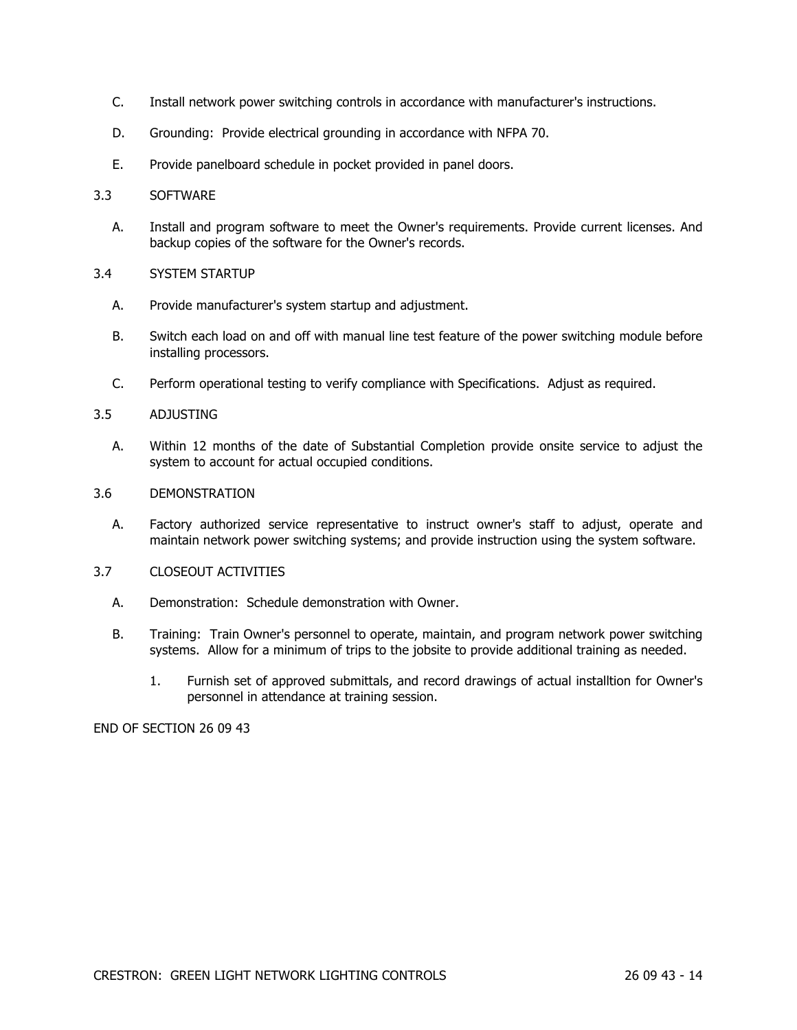C. Install network power switching controls in accordance with manufacturer's instructions.

D. Grounding: Provide electrical grounding in accordance with NFPA 70.

E. Provide panelboard schedule in pocket provided in panel doors.

## 3.3 SOFTWARE

A. Install and program software to meet the Owner's requirements. Provide current licenses. And backup copies of the software for the Owner's records.

## 3.4 SYSTEM STARTUP

A. Provide manufacturer's system startup and adjustment.

B. Switch each load on and off with manual line test feature of the power switching module before installing processors.

C. Perform operational testing to verify compliance with Specifications. Adjust as required.

## 3.5 ADJUSTING

A. Within 12 months of the date of Substantial Completion provide onsite service to adjust the system to account for actual occupied conditions.

## 3.6 DEMONSTRATION

A. Factory authorized service representative to instruct owner's staff to adjust, operate and maintain network power switching systems; and provide instruction using the system software.

## 3.7 CLOSEOUT ACTIVITIES

A. Demonstration: Schedule demonstration with Owner.

B. Training: Train Owner's personnel to operate, maintain, and program network power switching systems. Allow for a minimum of trips to the jobsite to provide additional training as needed.

1. Furnish set of approved submittals, and record drawings of actual installtion for Owner's personnel in attendance at training session.

END OF SECTION 26 09 43